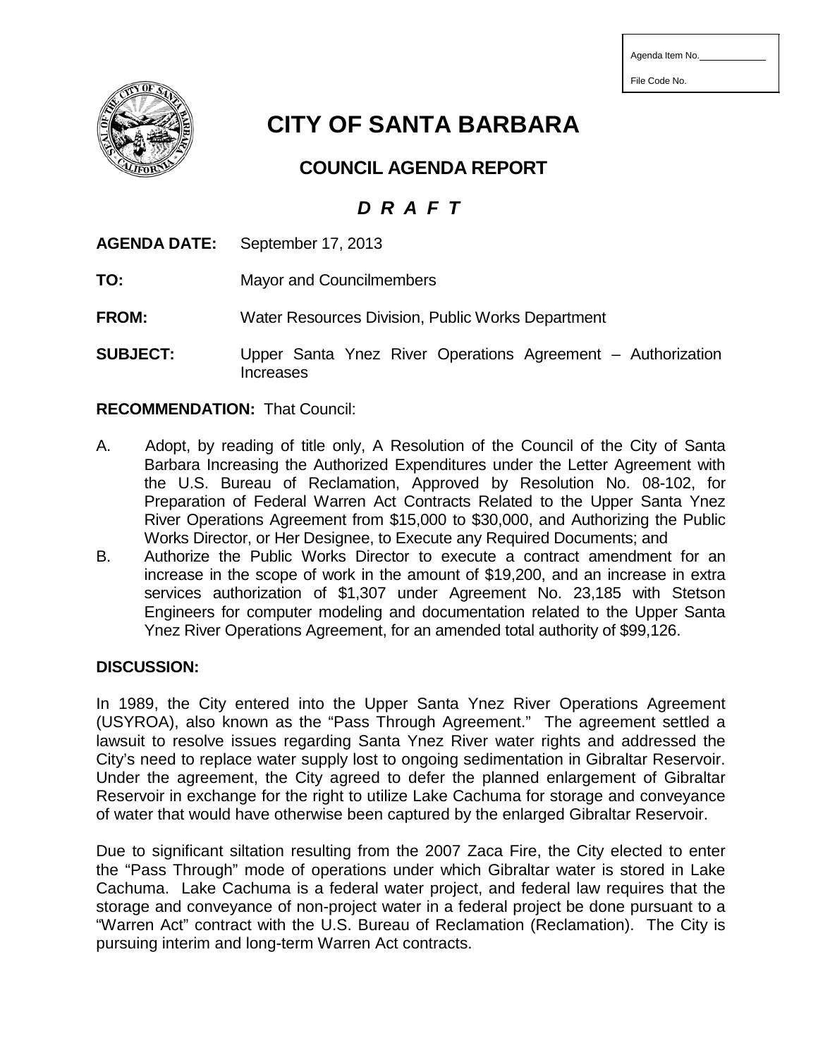Agenda Item No.\_\_\_\_\_\_\_\_\_\_\_\_

File Code No.

# CITY OF SANTA BARBARA

## COUNCIL AGENDA REPORT

## ***D R A F T***

**AGENDA DATE:** September 17, 2013

**TO:** Mayor and Councilmembers

**FROM:** Water Resources Division, Public Works Department

**SUBJECT:** Upper Santa Ynez River Operations Agreement – Authorization Increases

**RECOMMENDATION:** That Council:

A. Adopt, by reading of title only, A Resolution of the Council of the City of Santa Barbara Increasing the Authorized Expenditures under the Letter Agreement with the U.S. Bureau of Reclamation, Approved by Resolution No. 08-102, for Preparation of Federal Warren Act Contracts Related to the Upper Santa Ynez River Operations Agreement from $15,000 to $30,000, and Authorizing the Public Works Director, or Her Designee, to Execute any Required Documents; and

B. Authorize the Public Works Director to execute a contract amendment for an increase in the scope of work in the amount of $19,200, and an increase in extra services authorization of $1,307 under Agreement No. 23,185 with Stetson Engineers for computer modeling and documentation related to the Upper Santa Ynez River Operations Agreement, for an amended total authority of $99,126.

**DISCUSSION:**

In 1989, the City entered into the Upper Santa Ynez River Operations Agreement (USYROA), also known as the "Pass Through Agreement." The agreement settled a lawsuit to resolve issues regarding Santa Ynez River water rights and addressed the City's need to replace water supply lost to ongoing sedimentation in Gibraltar Reservoir. Under the agreement, the City agreed to defer the planned enlargement of Gibraltar Reservoir in exchange for the right to utilize Lake Cachuma for storage and conveyance of water that would have otherwise been captured by the enlarged Gibraltar Reservoir.

Due to significant siltation resulting from the 2007 Zaca Fire, the City elected to enter the "Pass Through" mode of operations under which Gibraltar water is stored in Lake Cachuma. Lake Cachuma is a federal water project, and federal law requires that the storage and conveyance of non-project water in a federal project be done pursuant to a "Warren Act" contract with the U.S. Bureau of Reclamation (Reclamation). The City is pursuing interim and long-term Warren Act contracts.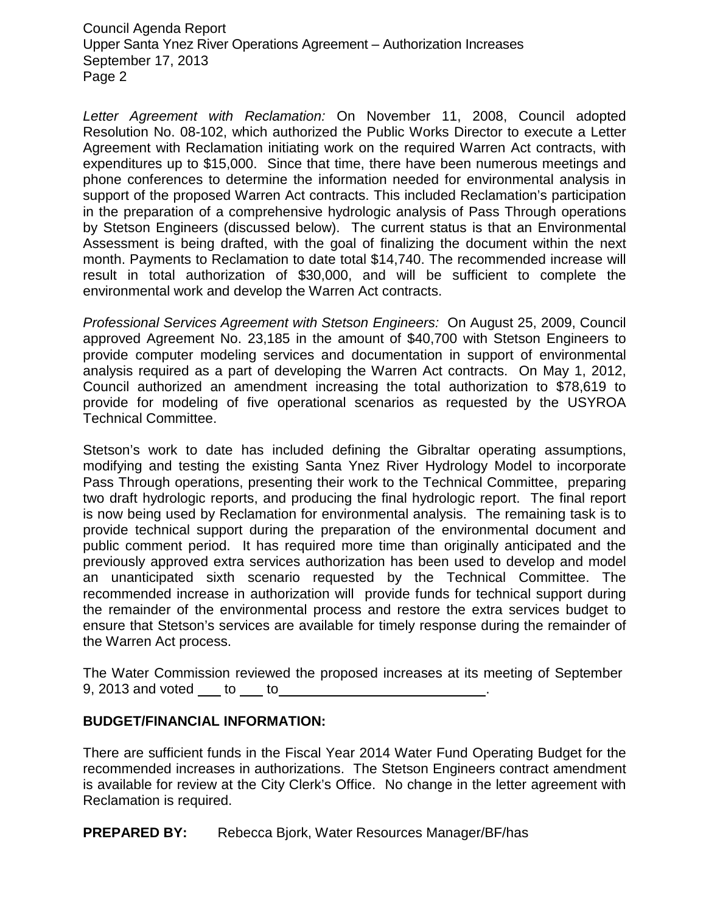*Letter Agreement with Reclamation:* On November 11, 2008, Council adopted Resolution No. 08-102, which authorized the Public Works Director to execute a Letter Agreement with Reclamation initiating work on the required Warren Act contracts, with expenditures up to $15,000. Since that time, there have been numerous meetings and phone conferences to determine the information needed for environmental analysis in support of the proposed Warren Act contracts. This included Reclamation's participation in the preparation of a comprehensive hydrologic analysis of Pass Through operations by Stetson Engineers (discussed below). The current status is that an Environmental Assessment is being drafted, with the goal of finalizing the document within the next month. Payments to Reclamation to date total $14,740. The recommended increase will result in total authorization of $30,000, and will be sufficient to complete the environmental work and develop the Warren Act contracts.

*Professional Services Agreement with Stetson Engineers:* On August 25, 2009, Council approved Agreement No. 23,185 in the amount of $40,700 with Stetson Engineers to provide computer modeling services and documentation in support of environmental analysis required as a part of developing the Warren Act contracts. On May 1, 2012, Council authorized an amendment increasing the total authorization to $78,619 to provide for modeling of five operational scenarios as requested by the USYROA Technical Committee.

Stetson's work to date has included defining the Gibraltar operating assumptions, modifying and testing the existing Santa Ynez River Hydrology Model to incorporate Pass Through operations, presenting their work to the Technical Committee, preparing two draft hydrologic reports, and producing the final hydrologic report. The final report is now being used by Reclamation for environmental analysis. The remaining task is to provide technical support during the preparation of the environmental document and public comment period. It has required more time than originally anticipated and the previously approved extra services authorization has been used to develop and model an unanticipated sixth scenario requested by the Technical Committee. The recommended increase in authorization will provide funds for technical support during the remainder of the environmental process and restore the extra services budget to ensure that Stetson's services are available for timely response during the remainder of the Warren Act process.

The Water Commission reviewed the proposed increases at its meeting of September 9, 2013 and voted ___ to ___ to___________________________.

**BUDGET/FINANCIAL INFORMATION:**

There are sufficient funds in the Fiscal Year 2014 Water Fund Operating Budget for the recommended increases in authorizations. The Stetson Engineers contract amendment is available for review at the City Clerk's Office. No change in the letter agreement with Reclamation is required.

**PREPARED BY:** Rebecca Bjork, Water Resources Manager/BF/has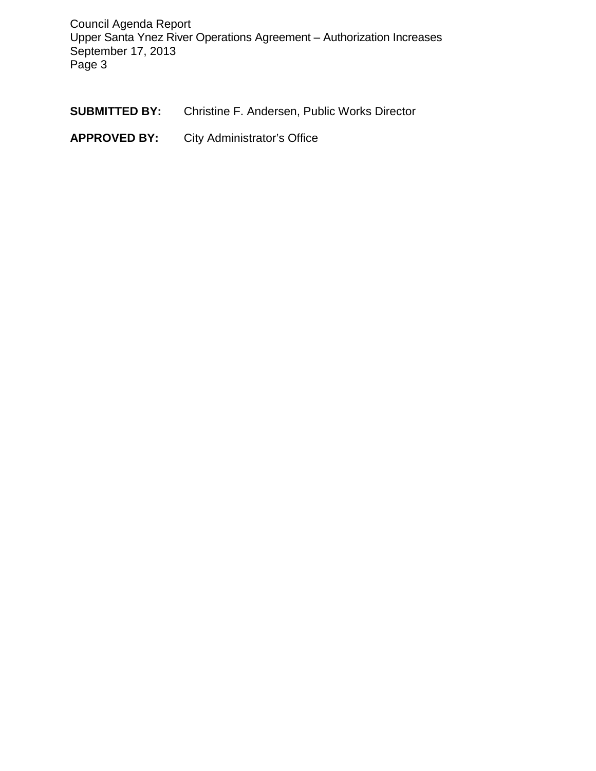**SUBMITTED BY:** Christine F. Andersen, Public Works Director

**APPROVED BY:** City Administrator's Office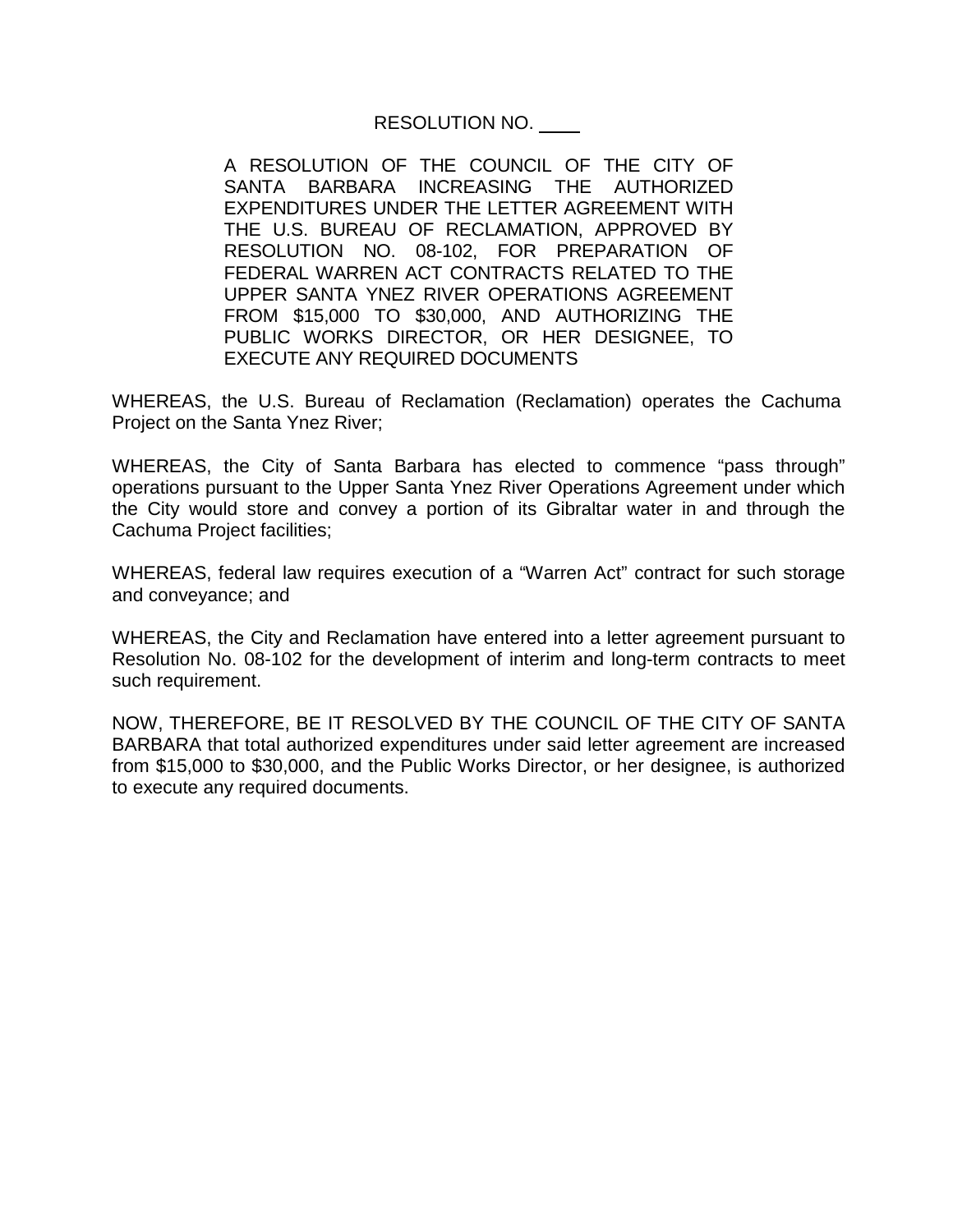RESOLUTION NO. ____

A RESOLUTION OF THE COUNCIL OF THE CITY OF SANTA BARBARA INCREASING THE AUTHORIZED EXPENDITURES UNDER THE LETTER AGREEMENT WITH THE U.S. BUREAU OF RECLAMATION, APPROVED BY RESOLUTION NO. 08-102, FOR PREPARATION OF FEDERAL WARREN ACT CONTRACTS RELATED TO THE UPPER SANTA YNEZ RIVER OPERATIONS AGREEMENT FROM $15,000 TO $30,000, AND AUTHORIZING THE PUBLIC WORKS DIRECTOR, OR HER DESIGNEE, TO EXECUTE ANY REQUIRED DOCUMENTS

WHEREAS, the U.S. Bureau of Reclamation (Reclamation) operates the Cachuma Project on the Santa Ynez River;

WHEREAS, the City of Santa Barbara has elected to commence "pass through" operations pursuant to the Upper Santa Ynez River Operations Agreement under which the City would store and convey a portion of its Gibraltar water in and through the Cachuma Project facilities;

WHEREAS, federal law requires execution of a "Warren Act" contract for such storage and conveyance; and

WHEREAS, the City and Reclamation have entered into a letter agreement pursuant to Resolution No. 08-102 for the development of interim and long-term contracts to meet such requirement.

NOW, THEREFORE, BE IT RESOLVED BY THE COUNCIL OF THE CITY OF SANTA BARBARA that total authorized expenditures under said letter agreement are increased from $15,000 to $30,000, and the Public Works Director, or her designee, is authorized to execute any required documents.